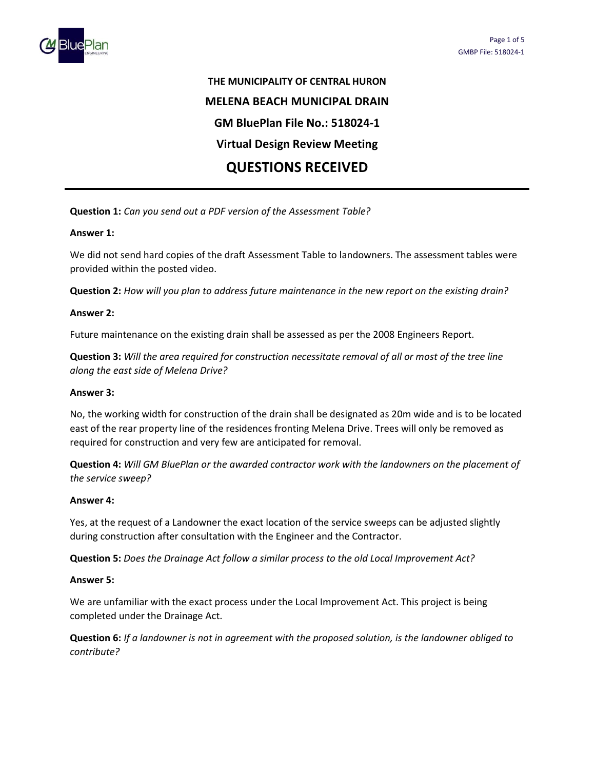**THE MUNICIPALITY OF CENTRAL HURON**

## MELENA BEACH MUNICIPAL DRAIN

## GM BluePlan File No.: 518024-1

## Virtual Design Review Meeting

# QUESTIONS RECEIVED

---

**Question 1:** *Can you send out a PDF version of the Assessment Table?*

**Answer 1:**

We did not send hard copies of the draft Assessment Table to landowners. The assessment tables were provided within the posted video.

**Question 2:** *How will you plan to address future maintenance in the new report on the existing drain?*

**Answer 2:**

Future maintenance on the existing drain shall be assessed as per the 2008 Engineers Report.

**Question 3:** *Will the area required for construction necessitate removal of all or most of the tree line along the east side of Melena Drive?*

**Answer 3:**

No, the working width for construction of the drain shall be designated as 20m wide and is to be located east of the rear property line of the residences fronting Melena Drive. Trees will only be removed as required for construction and very few are anticipated for removal.

**Question 4:** *Will GM BluePlan or the awarded contractor work with the landowners on the placement of the service sweep?*

**Answer 4:**

Yes, at the request of a Landowner the exact location of the service sweeps can be adjusted slightly during construction after consultation with the Engineer and the Contractor.

**Question 5:** *Does the Drainage Act follow a similar process to the old Local Improvement Act?*

**Answer 5:**

We are unfamiliar with the exact process under the Local Improvement Act. This project is being completed under the Drainage Act.

**Question 6:** *If a landowner is not in agreement with the proposed solution, is the landowner obliged to contribute?*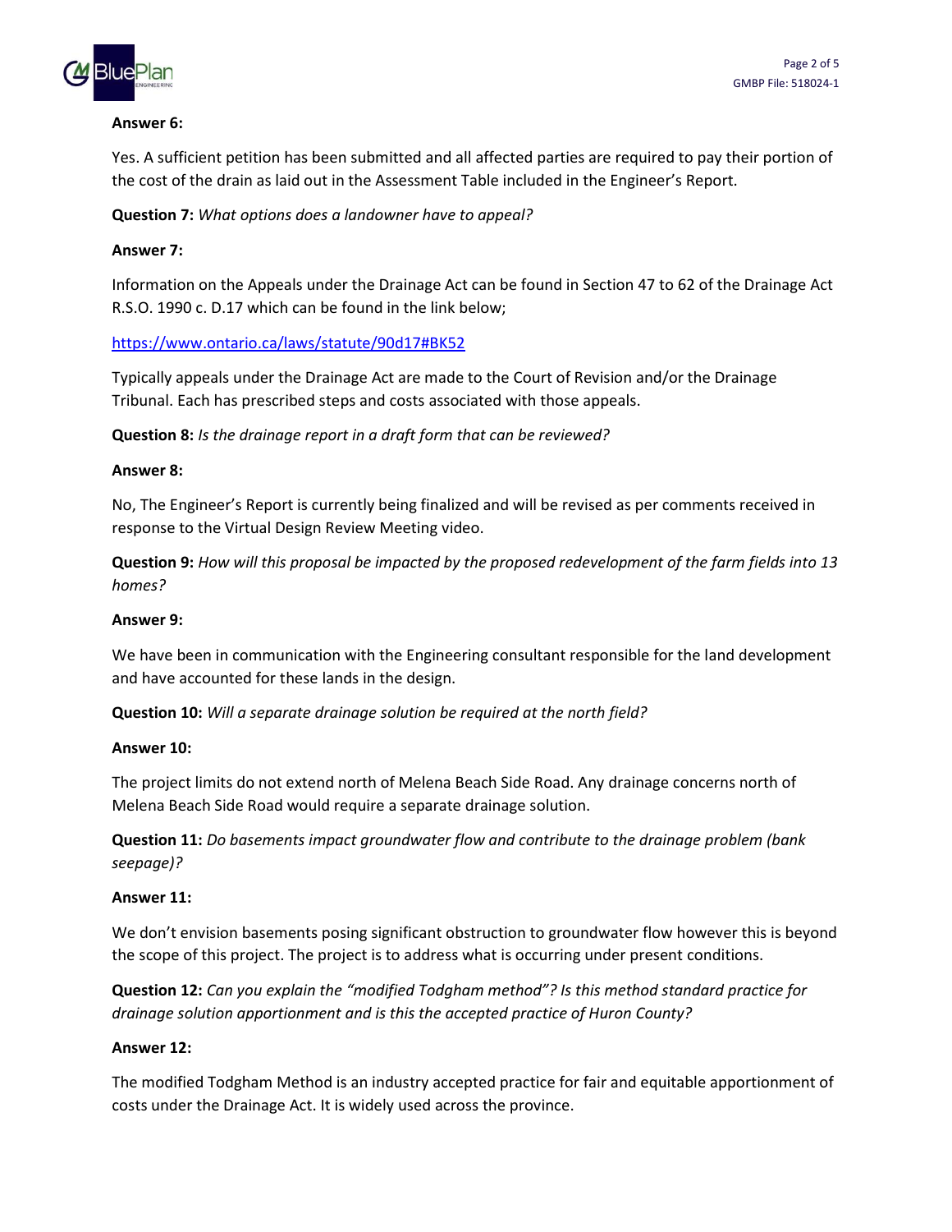**Answer 6:**

Yes. A sufficient petition has been submitted and all affected parties are required to pay their portion of the cost of the drain as laid out in the Assessment Table included in the Engineer's Report.

**Question 7:** *What options does a landowner have to appeal?*

**Answer 7:**

Information on the Appeals under the Drainage Act can be found in Section 47 to 62 of the Drainage Act R.S.O. 1990 c. D.17 which can be found in the link below;

https://www.ontario.ca/laws/statute/90d17#BK52

Typically appeals under the Drainage Act are made to the Court of Revision and/or the Drainage Tribunal. Each has prescribed steps and costs associated with those appeals.

**Question 8:** *Is the drainage report in a draft form that can be reviewed?*

**Answer 8:**

No, The Engineer's Report is currently being finalized and will be revised as per comments received in response to the Virtual Design Review Meeting video.

**Question 9:** *How will this proposal be impacted by the proposed redevelopment of the farm fields into 13 homes?*

**Answer 9:**

We have been in communication with the Engineering consultant responsible for the land development and have accounted for these lands in the design.

**Question 10:** *Will a separate drainage solution be required at the north field?*

**Answer 10:**

The project limits do not extend north of Melena Beach Side Road. Any drainage concerns north of Melena Beach Side Road would require a separate drainage solution.

**Question 11:** *Do basements impact groundwater flow and contribute to the drainage problem (bank seepage)?*

**Answer 11:**

We don't envision basements posing significant obstruction to groundwater flow however this is beyond the scope of this project. The project is to address what is occurring under present conditions.

**Question 12:** *Can you explain the "modified Todgham method"? Is this method standard practice for drainage solution apportionment and is this the accepted practice of Huron County?*

**Answer 12:**

The modified Todgham Method is an industry accepted practice for fair and equitable apportionment of costs under the Drainage Act. It is widely used across the province.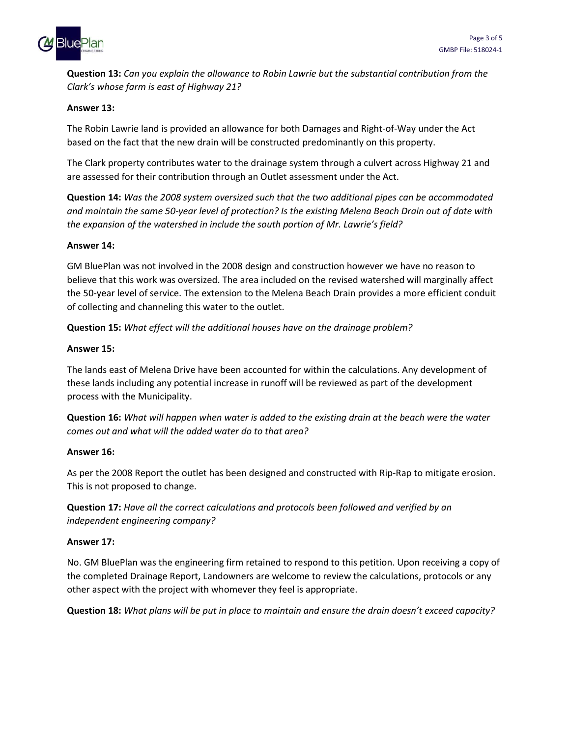**Question 13:** *Can you explain the allowance to Robin Lawrie but the substantial contribution from the Clark's whose farm is east of Highway 21?*

**Answer 13:**

The Robin Lawrie land is provided an allowance for both Damages and Right-of-Way under the Act based on the fact that the new drain will be constructed predominantly on this property.

The Clark property contributes water to the drainage system through a culvert across Highway 21 and are assessed for their contribution through an Outlet assessment under the Act.

**Question 14:** *Was the 2008 system oversized such that the two additional pipes can be accommodated and maintain the same 50-year level of protection? Is the existing Melena Beach Drain out of date with the expansion of the watershed in include the south portion of Mr. Lawrie's field?*

**Answer 14:**

GM BluePlan was not involved in the 2008 design and construction however we have no reason to believe that this work was oversized. The area included on the revised watershed will marginally affect the 50-year level of service. The extension to the Melena Beach Drain provides a more efficient conduit of collecting and channeling this water to the outlet.

**Question 15:** *What effect will the additional houses have on the drainage problem?*

**Answer 15:**

The lands east of Melena Drive have been accounted for within the calculations. Any development of these lands including any potential increase in runoff will be reviewed as part of the development process with the Municipality.

**Question 16:** *What will happen when water is added to the existing drain at the beach were the water comes out and what will the added water do to that area?*

**Answer 16:**

As per the 2008 Report the outlet has been designed and constructed with Rip-Rap to mitigate erosion. This is not proposed to change.

**Question 17:** *Have all the correct calculations and protocols been followed and verified by an independent engineering company?*

**Answer 17:**

No. GM BluePlan was the engineering firm retained to respond to this petition. Upon receiving a copy of the completed Drainage Report, Landowners are welcome to review the calculations, protocols or any other aspect with the project with whomever they feel is appropriate.

**Question 18:** *What plans will be put in place to maintain and ensure the drain doesn't exceed capacity?*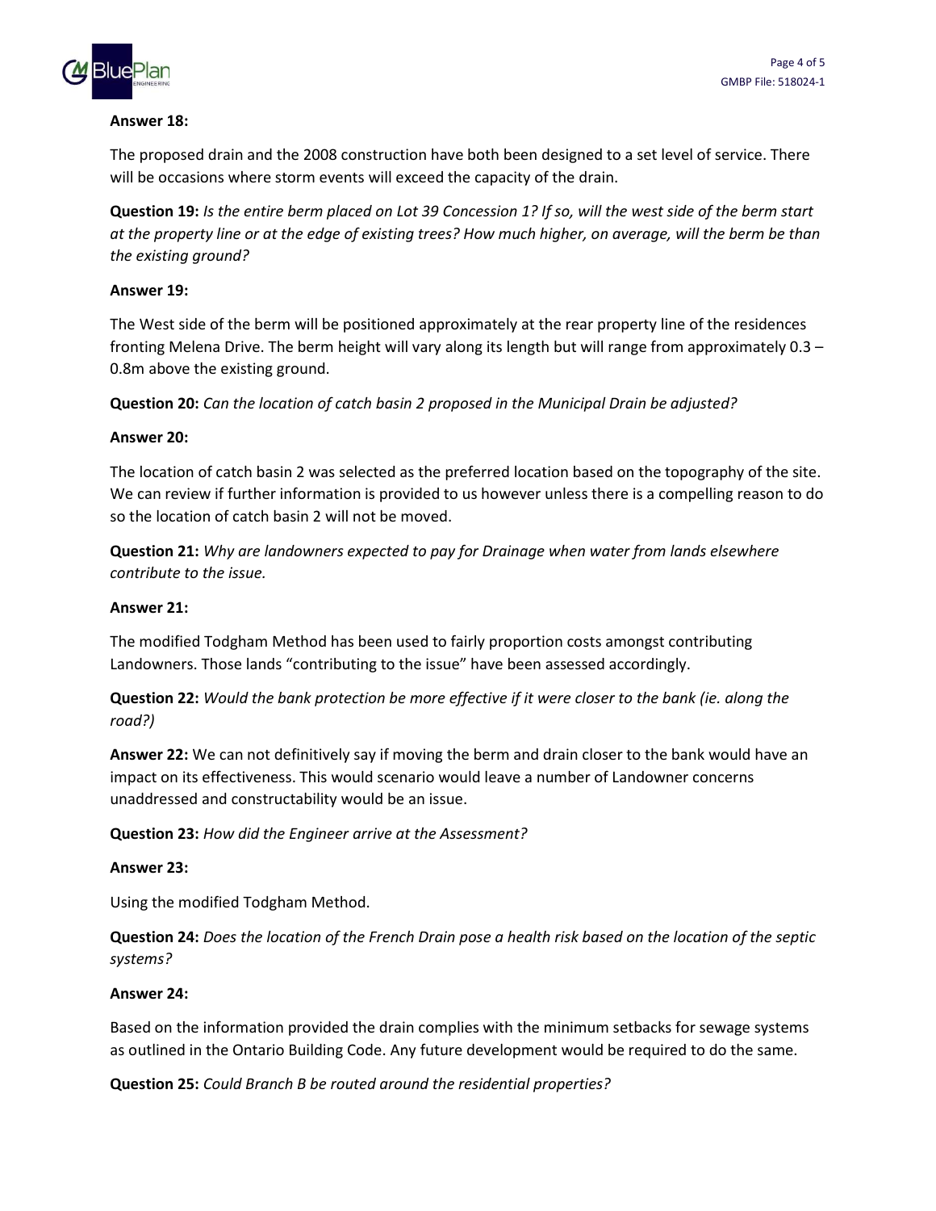**Answer 18:**

The proposed drain and the 2008 construction have both been designed to a set level of service. There will be occasions where storm events will exceed the capacity of the drain.

**Question 19:** *Is the entire berm placed on Lot 39 Concession 1? If so, will the west side of the berm start at the property line or at the edge of existing trees? How much higher, on average, will the berm be than the existing ground?*

**Answer 19:**

The West side of the berm will be positioned approximately at the rear property line of the residences fronting Melena Drive. The berm height will vary along its length but will range from approximately 0.3 – 0.8m above the existing ground.

**Question 20:** *Can the location of catch basin 2 proposed in the Municipal Drain be adjusted?*

**Answer 20:**

The location of catch basin 2 was selected as the preferred location based on the topography of the site. We can review if further information is provided to us however unless there is a compelling reason to do so the location of catch basin 2 will not be moved.

**Question 21:** *Why are landowners expected to pay for Drainage when water from lands elsewhere contribute to the issue.*

**Answer 21:**

The modified Todgham Method has been used to fairly proportion costs amongst contributing Landowners. Those lands "contributing to the issue" have been assessed accordingly.

**Question 22:** *Would the bank protection be more effective if it were closer to the bank (ie. along the road?)*

**Answer 22:** We can not definitively say if moving the berm and drain closer to the bank would have an impact on its effectiveness. This would scenario would leave a number of Landowner concerns unaddressed and constructability would be an issue.

**Question 23:** *How did the Engineer arrive at the Assessment?*

**Answer 23:**

Using the modified Todgham Method.

**Question 24:** *Does the location of the French Drain pose a health risk based on the location of the septic systems?*

**Answer 24:**

Based on the information provided the drain complies with the minimum setbacks for sewage systems as outlined in the Ontario Building Code. Any future development would be required to do the same.

**Question 25:** *Could Branch B be routed around the residential properties?*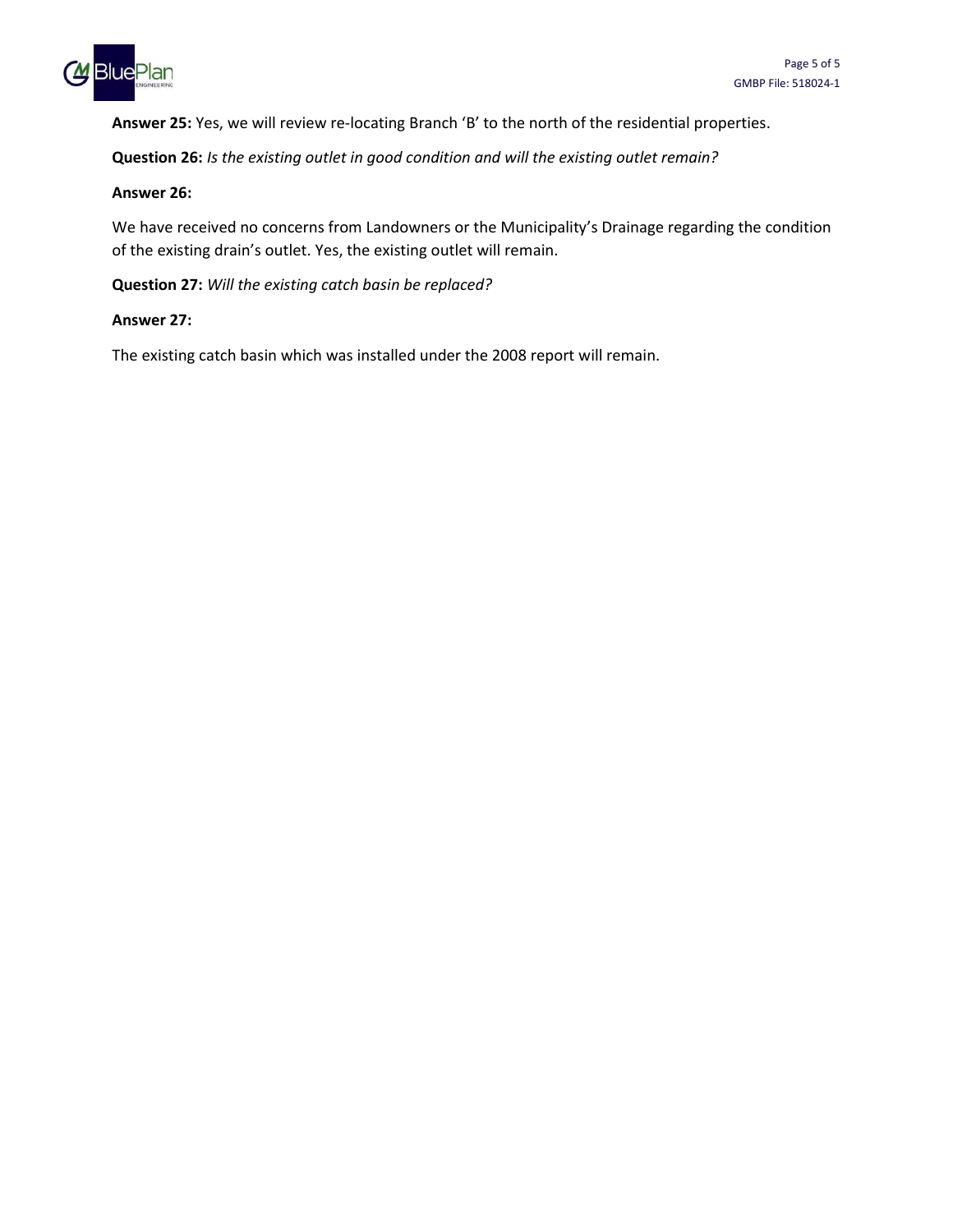**Answer 25:** Yes, we will review re-locating Branch 'B' to the north of the residential properties.

**Question 26:** *Is the existing outlet in good condition and will the existing outlet remain?*

**Answer 26:**

We have received no concerns from Landowners or the Municipality's Drainage regarding the condition of the existing drain's outlet. Yes, the existing outlet will remain.

**Question 27:** *Will the existing catch basin be replaced?*

**Answer 27:**

The existing catch basin which was installed under the 2008 report will remain.